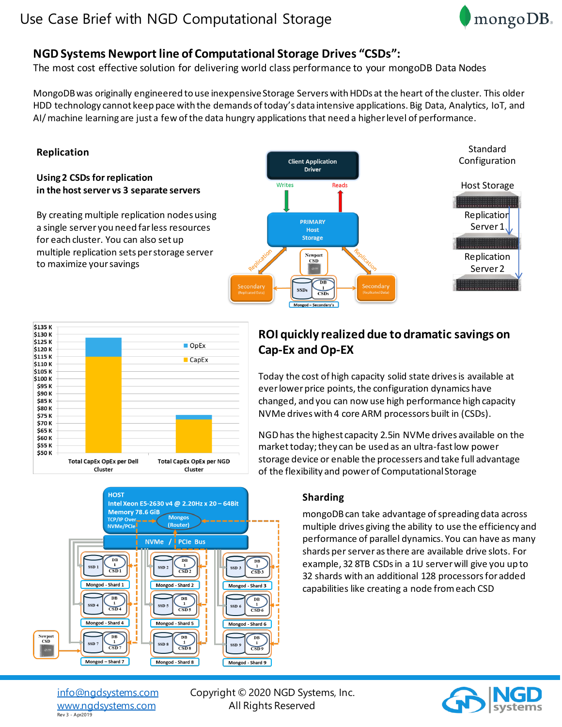# Use Case Brief with NGD Computational Storage

## NGD Systems Newport line of Computational Storage Drives "CSDs":

The most cost effective solution for delivering world class performance to your mongoDB Data Nodes

MongoDB was originally engineered to use inexpensive Storage Servers with HDDs at the heart of the cluster. This older HDD technology cannot keep pace with the demands of today's data intensive applications. Big Data, Analytics, IoT, and AI/ machine learning are just a few of the data hungry applications that need a higher level of performance.

### Replication

**Using 2 CSDs for replication in the host server vs 3 separate servers**

By creating multiple replication nodes using a single server you need far less resources for each cluster. You can also set up multiple replication sets per storage server to maximize your savings

### ROI quickly realized due to dramatic savings on Cap-Ex and Op-EX

Today the cost of high capacity solid state drives is available at ever lower price points, the configuration dynamics have changed, and you can now use high performance high capacity NVMe drives with 4 core ARM processors built in (CSDs).

NGD has the highest capacity 2.5in NVMe drives available on the market today; they can be used as an ultra-fast low power storage device or enable the processers and take full advantage of the flexibility and power of Computational Storage

### Sharding

mongoDB can take advantage of spreading data across multiple drives giving the ability to use the efficiency and performance of parallel dynamics. You can have as many shards per server as there are available drive slots. For example, 32 8TB CSDs in a 1U server will give you up to 32 shards with an additional 128 processors for added capabilities like creating a node from each CSD

info@ngdsystems.com
www.ngdsystems.com
Rev 3 - Apr2019

Copyright © 2020 NGD Systems, Inc.
All Rights Reserved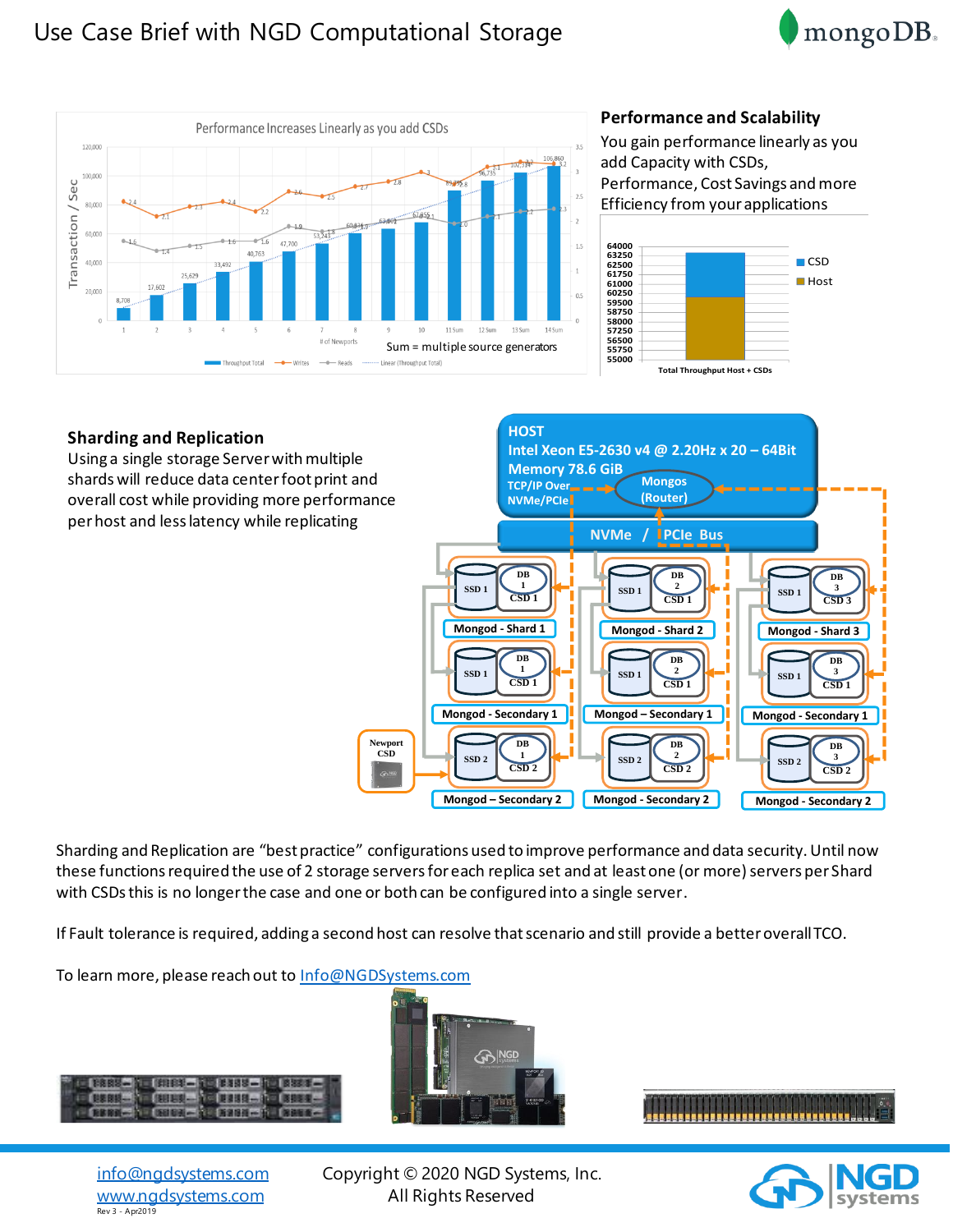# Use Case Brief with NGD Computational Storage

mongoDB.

Performance Increases Linearly as you add CSDs

Transaction / Sec

120,000
100,000
80,000
60,000
40,000
20,000
0

8,708
17,602
25,629
33,492
40,763
47,700
53,243
60,838
63,801
67,855
89,699
96,735
102,318
106,860

2.4 2.1 2.3 2.4 2.2 2.6 2.5 2.7 2.8 3 2.8 3.1 3.2 3.2 2.3
1.6 1.4 1.5 1.6 1.6 1.9 1.8 1.8 1.9 1.9 2.1 2.0 2.1 2.2

1 2 3 4 5 6 7 8 9 10 11 Sum 12 Sum 13 Sum 14 Sum

# of Newports

Sum = multiple source generators

Throughput Total — Writes — Reads — Linear (Throughput Total)

## Performance and Scalability

You gain performance linearly as you add Capacity with CSDs, Performance, Cost Savings and more Efficiency from your applications

64000
63250
62500
61750
61000
60250
59500
58750
58000
57250
56500
55750
55000

Total Throughput Host + CSDs

CSD
Host

## Sharding and Replication

Using a single storage Server with multiple shards will reduce data center foot print and overall cost while providing more performance per host and less latency while replicating

HOST
Intel Xeon E5-2630 v4 @ 2.20Hz x 20 – 64Bit
Memory 78.6 GiB
TCP/IP Over NVMe/PCIe
Mongos (Router)
NVMe / PCIe Bus

SSD 1 DB 1 CSD 1 — Mongod - Shard 1
SSD 1 DB 2 CSD 1 — Mongod - Shard 2
SSD 1 DB 3 CSD 3 — Mongod - Shard 3
SSD 1 DB 1 CSD 1 — Mongod - Secondary 1
SSD 1 DB 2 CSD 1 — Mongod – Secondary 1
SSD 1 DB 3 CSD 1 — Mongod - Secondary 1
SSD 2 DB 1 CSD 2 — Mongod – Secondary 2
SSD 2 DB 2 CSD 2 — Mongod - Secondary 2
SSD 2 DB 3 CSD 2 — Mongod - Secondary 2

Newport CSD

Sharding and Replication are "best practice" configurations used to improve performance and data security. Until now these functions required the use of 2 storage servers for each replica set and at least one (or more) servers per Shard with CSDs this is no longer the case and one or both can be configured into a single server.

If Fault tolerance is required, adding a second host can resolve that scenario and still provide a better overall TCO.

To learn more, please reach out to Info@NGDSystems.com

info@ngdsystems.com
www.ngdsystems.com
Rev 3 - Apr2019

Copyright © 2020 NGD Systems, Inc.
All Rights Reserved

NGD systems